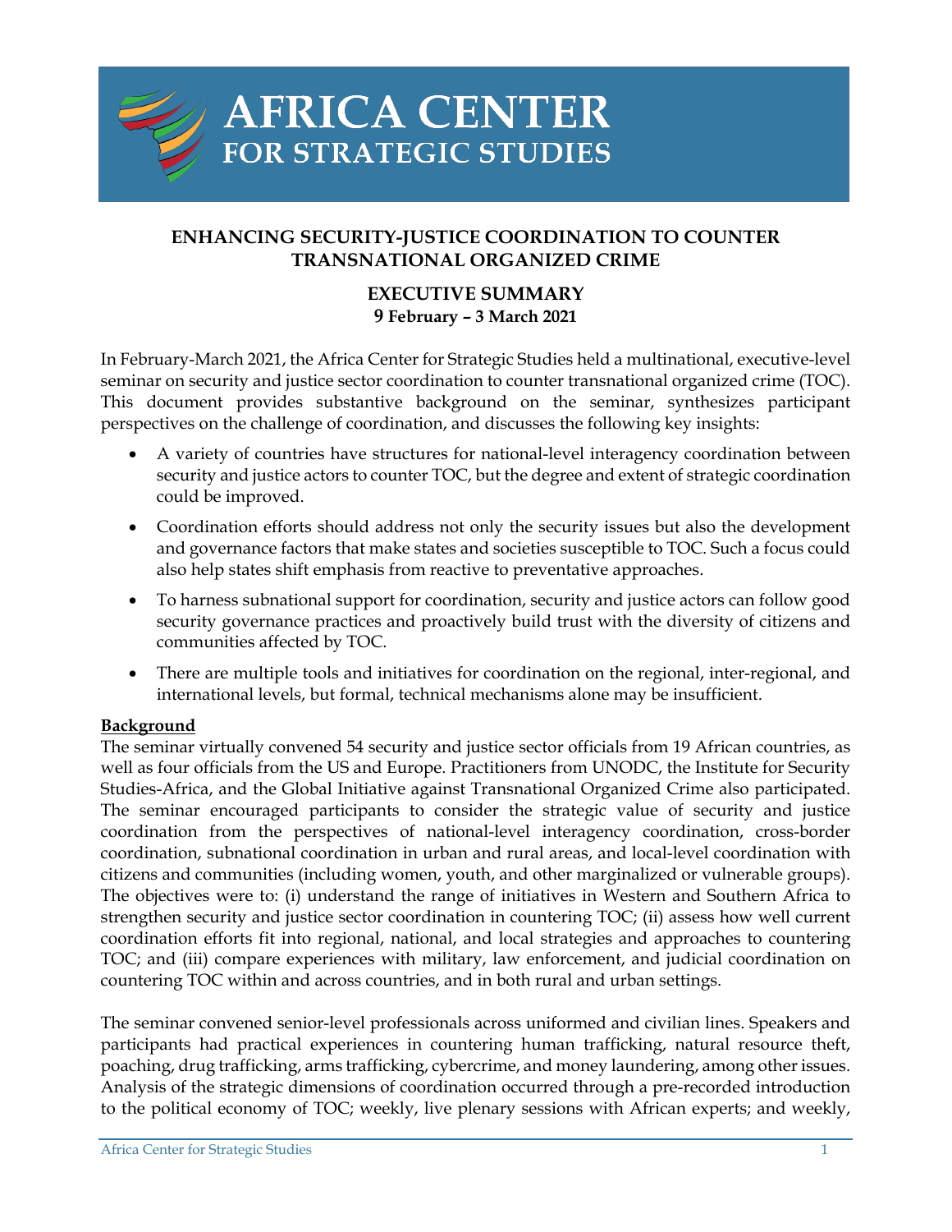# AFRICA CENTER FOR STRATEGIC STUDIES

## ENHANCING SECURITY-JUSTICE COORDINATION TO COUNTER TRANSNATIONAL ORGANIZED CRIME

### EXECUTIVE SUMMARY
**9 February – 3 March 2021**

In February-March 2021, the Africa Center for Strategic Studies held a multinational, executive-level seminar on security and justice sector coordination to counter transnational organized crime (TOC). This document provides substantive background on the seminar, synthesizes participant perspectives on the challenge of coordination, and discusses the following key insights:

- A variety of countries have structures for national-level interagency coordination between security and justice actors to counter TOC, but the degree and extent of strategic coordination could be improved.
- Coordination efforts should address not only the security issues but also the development and governance factors that make states and societies susceptible to TOC. Such a focus could also help states shift emphasis from reactive to preventative approaches.
- To harness subnational support for coordination, security and justice actors can follow good security governance practices and proactively build trust with the diversity of citizens and communities affected by TOC.
- There are multiple tools and initiatives for coordination on the regional, inter-regional, and international levels, but formal, technical mechanisms alone may be insufficient.

**Background**

The seminar virtually convened 54 security and justice sector officials from 19 African countries, as well as four officials from the US and Europe. Practitioners from UNODC, the Institute for Security Studies-Africa, and the Global Initiative against Transnational Organized Crime also participated. The seminar encouraged participants to consider the strategic value of security and justice coordination from the perspectives of national-level interagency coordination, cross-border coordination, subnational coordination in urban and rural areas, and local-level coordination with citizens and communities (including women, youth, and other marginalized or vulnerable groups). The objectives were to: (i) understand the range of initiatives in Western and Southern Africa to strengthen security and justice sector coordination in countering TOC; (ii) assess how well current coordination efforts fit into regional, national, and local strategies and approaches to countering TOC; and (iii) compare experiences with military, law enforcement, and judicial coordination on countering TOC within and across countries, and in both rural and urban settings.

The seminar convened senior-level professionals across uniformed and civilian lines. Speakers and participants had practical experiences in countering human trafficking, natural resource theft, poaching, drug trafficking, arms trafficking, cybercrime, and money laundering, among other issues. Analysis of the strategic dimensions of coordination occurred through a pre-recorded introduction to the political economy of TOC; weekly, live plenary sessions with African experts; and weekly,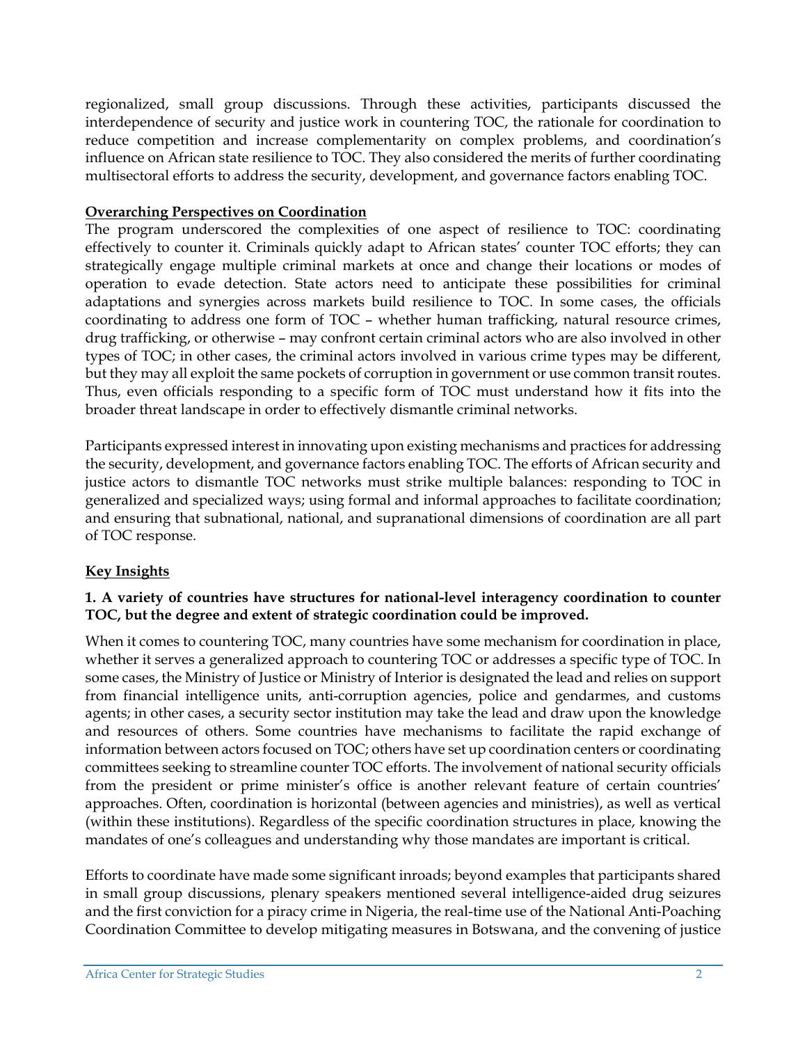regionalized, small group discussions. Through these activities, participants discussed the interdependence of security and justice work in countering TOC, the rationale for coordination to reduce competition and increase complementarity on complex problems, and coordination's influence on African state resilience to TOC. They also considered the merits of further coordinating multisectoral efforts to address the security, development, and governance factors enabling TOC.

## Overarching Perspectives on Coordination

The program underscored the complexities of one aspect of resilience to TOC: coordinating effectively to counter it. Criminals quickly adapt to African states' counter TOC efforts; they can strategically engage multiple criminal markets at once and change their locations or modes of operation to evade detection. State actors need to anticipate these possibilities for criminal adaptations and synergies across markets build resilience to TOC. In some cases, the officials coordinating to address one form of TOC – whether human trafficking, natural resource crimes, drug trafficking, or otherwise – may confront certain criminal actors who are also involved in other types of TOC; in other cases, the criminal actors involved in various crime types may be different, but they may all exploit the same pockets of corruption in government or use common transit routes. Thus, even officials responding to a specific form of TOC must understand how it fits into the broader threat landscape in order to effectively dismantle criminal networks.

Participants expressed interest in innovating upon existing mechanisms and practices for addressing the security, development, and governance factors enabling TOC. The efforts of African security and justice actors to dismantle TOC networks must strike multiple balances: responding to TOC in generalized and specialized ways; using formal and informal approaches to facilitate coordination; and ensuring that subnational, national, and supranational dimensions of coordination are all part of TOC response.

## Key Insights

### 1. A variety of countries have structures for national-level interagency coordination to counter TOC, but the degree and extent of strategic coordination could be improved.

When it comes to countering TOC, many countries have some mechanism for coordination in place, whether it serves a generalized approach to countering TOC or addresses a specific type of TOC. In some cases, the Ministry of Justice or Ministry of Interior is designated the lead and relies on support from financial intelligence units, anti-corruption agencies, police and gendarmes, and customs agents; in other cases, a security sector institution may take the lead and draw upon the knowledge and resources of others. Some countries have mechanisms to facilitate the rapid exchange of information between actors focused on TOC; others have set up coordination centers or coordinating committees seeking to streamline counter TOC efforts. The involvement of national security officials from the president or prime minister's office is another relevant feature of certain countries' approaches. Often, coordination is horizontal (between agencies and ministries), as well as vertical (within these institutions). Regardless of the specific coordination structures in place, knowing the mandates of one's colleagues and understanding why those mandates are important is critical.

Efforts to coordinate have made some significant inroads; beyond examples that participants shared in small group discussions, plenary speakers mentioned several intelligence-aided drug seizures and the first conviction for a piracy crime in Nigeria, the real-time use of the National Anti-Poaching Coordination Committee to develop mitigating measures in Botswana, and the convening of justice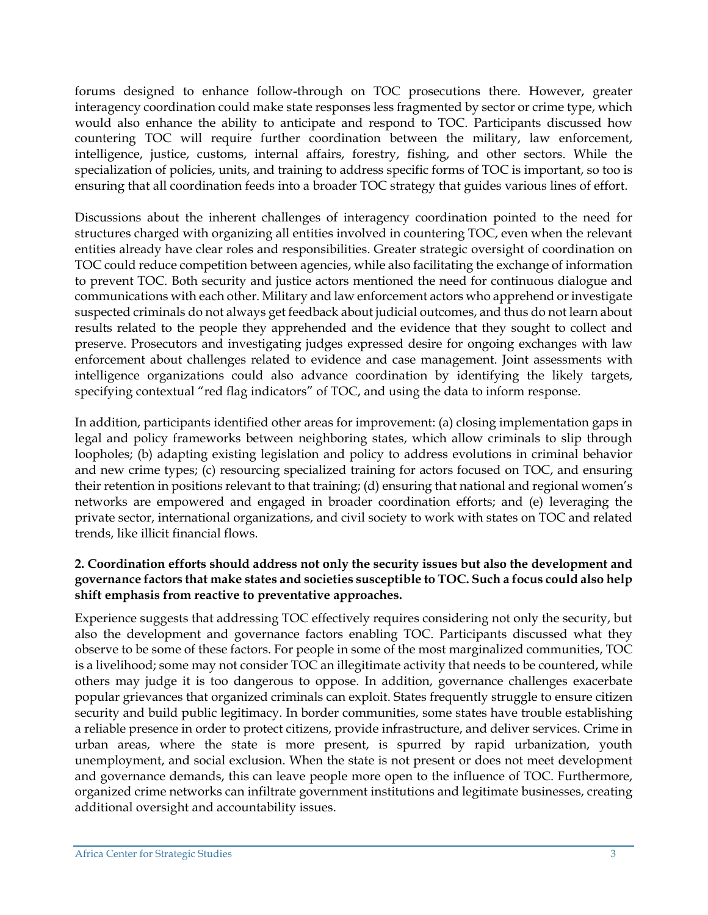forums designed to enhance follow-through on TOC prosecutions there. However, greater interagency coordination could make state responses less fragmented by sector or crime type, which would also enhance the ability to anticipate and respond to TOC. Participants discussed how countering TOC will require further coordination between the military, law enforcement, intelligence, justice, customs, internal affairs, forestry, fishing, and other sectors. While the specialization of policies, units, and training to address specific forms of TOC is important, so too is ensuring that all coordination feeds into a broader TOC strategy that guides various lines of effort.

Discussions about the inherent challenges of interagency coordination pointed to the need for structures charged with organizing all entities involved in countering TOC, even when the relevant entities already have clear roles and responsibilities. Greater strategic oversight of coordination on TOC could reduce competition between agencies, while also facilitating the exchange of information to prevent TOC. Both security and justice actors mentioned the need for continuous dialogue and communications with each other. Military and law enforcement actors who apprehend or investigate suspected criminals do not always get feedback about judicial outcomes, and thus do not learn about results related to the people they apprehended and the evidence that they sought to collect and preserve. Prosecutors and investigating judges expressed desire for ongoing exchanges with law enforcement about challenges related to evidence and case management. Joint assessments with intelligence organizations could also advance coordination by identifying the likely targets, specifying contextual "red flag indicators" of TOC, and using the data to inform response.

In addition, participants identified other areas for improvement: (a) closing implementation gaps in legal and policy frameworks between neighboring states, which allow criminals to slip through loopholes; (b) adapting existing legislation and policy to address evolutions in criminal behavior and new crime types; (c) resourcing specialized training for actors focused on TOC, and ensuring their retention in positions relevant to that training; (d) ensuring that national and regional women's networks are empowered and engaged in broader coordination efforts; and (e) leveraging the private sector, international organizations, and civil society to work with states on TOC and related trends, like illicit financial flows.

**2. Coordination efforts should address not only the security issues but also the development and governance factors that make states and societies susceptible to TOC. Such a focus could also help shift emphasis from reactive to preventative approaches.**

Experience suggests that addressing TOC effectively requires considering not only the security, but also the development and governance factors enabling TOC. Participants discussed what they observe to be some of these factors. For people in some of the most marginalized communities, TOC is a livelihood; some may not consider TOC an illegitimate activity that needs to be countered, while others may judge it is too dangerous to oppose. In addition, governance challenges exacerbate popular grievances that organized criminals can exploit. States frequently struggle to ensure citizen security and build public legitimacy. In border communities, some states have trouble establishing a reliable presence in order to protect citizens, provide infrastructure, and deliver services. Crime in urban areas, where the state is more present, is spurred by rapid urbanization, youth unemployment, and social exclusion. When the state is not present or does not meet development and governance demands, this can leave people more open to the influence of TOC. Furthermore, organized crime networks can infiltrate government institutions and legitimate businesses, creating additional oversight and accountability issues.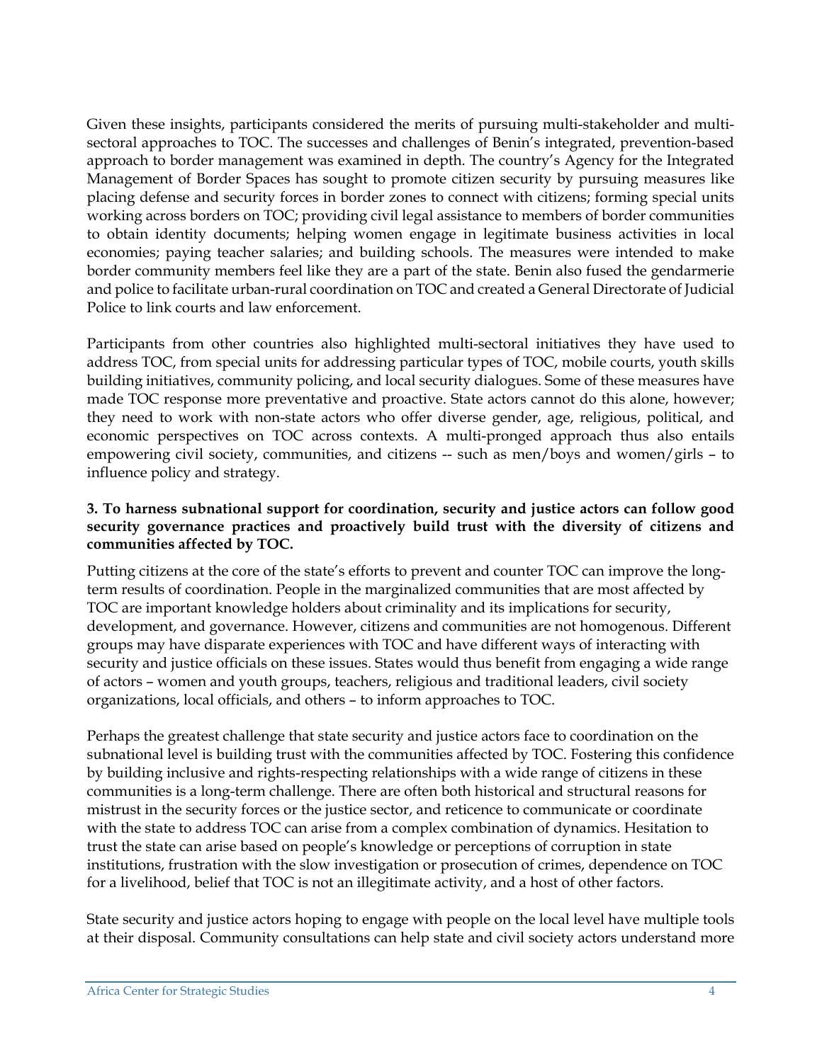Given these insights, participants considered the merits of pursuing multi-stakeholder and multi-sectoral approaches to TOC. The successes and challenges of Benin's integrated, prevention-based approach to border management was examined in depth. The country's Agency for the Integrated Management of Border Spaces has sought to promote citizen security by pursuing measures like placing defense and security forces in border zones to connect with citizens; forming special units working across borders on TOC; providing civil legal assistance to members of border communities to obtain identity documents; helping women engage in legitimate business activities in local economies; paying teacher salaries; and building schools. The measures were intended to make border community members feel like they are a part of the state. Benin also fused the gendarmerie and police to facilitate urban-rural coordination on TOC and created a General Directorate of Judicial Police to link courts and law enforcement.

Participants from other countries also highlighted multi-sectoral initiatives they have used to address TOC, from special units for addressing particular types of TOC, mobile courts, youth skills building initiatives, community policing, and local security dialogues. Some of these measures have made TOC response more preventative and proactive. State actors cannot do this alone, however; they need to work with non-state actors who offer diverse gender, age, religious, political, and economic perspectives on TOC across contexts. A multi-pronged approach thus also entails empowering civil society, communities, and citizens -- such as men/boys and women/girls – to influence policy and strategy.

**3. To harness subnational support for coordination, security and justice actors can follow good security governance practices and proactively build trust with the diversity of citizens and communities affected by TOC.**

Putting citizens at the core of the state's efforts to prevent and counter TOC can improve the long-term results of coordination. People in the marginalized communities that are most affected by TOC are important knowledge holders about criminality and its implications for security, development, and governance. However, citizens and communities are not homogenous. Different groups may have disparate experiences with TOC and have different ways of interacting with security and justice officials on these issues. States would thus benefit from engaging a wide range of actors – women and youth groups, teachers, religious and traditional leaders, civil society organizations, local officials, and others – to inform approaches to TOC.

Perhaps the greatest challenge that state security and justice actors face to coordination on the subnational level is building trust with the communities affected by TOC. Fostering this confidence by building inclusive and rights-respecting relationships with a wide range of citizens in these communities is a long-term challenge. There are often both historical and structural reasons for mistrust in the security forces or the justice sector, and reticence to communicate or coordinate with the state to address TOC can arise from a complex combination of dynamics. Hesitation to trust the state can arise based on people's knowledge or perceptions of corruption in state institutions, frustration with the slow investigation or prosecution of crimes, dependence on TOC for a livelihood, belief that TOC is not an illegitimate activity, and a host of other factors.

State security and justice actors hoping to engage with people on the local level have multiple tools at their disposal. Community consultations can help state and civil society actors understand more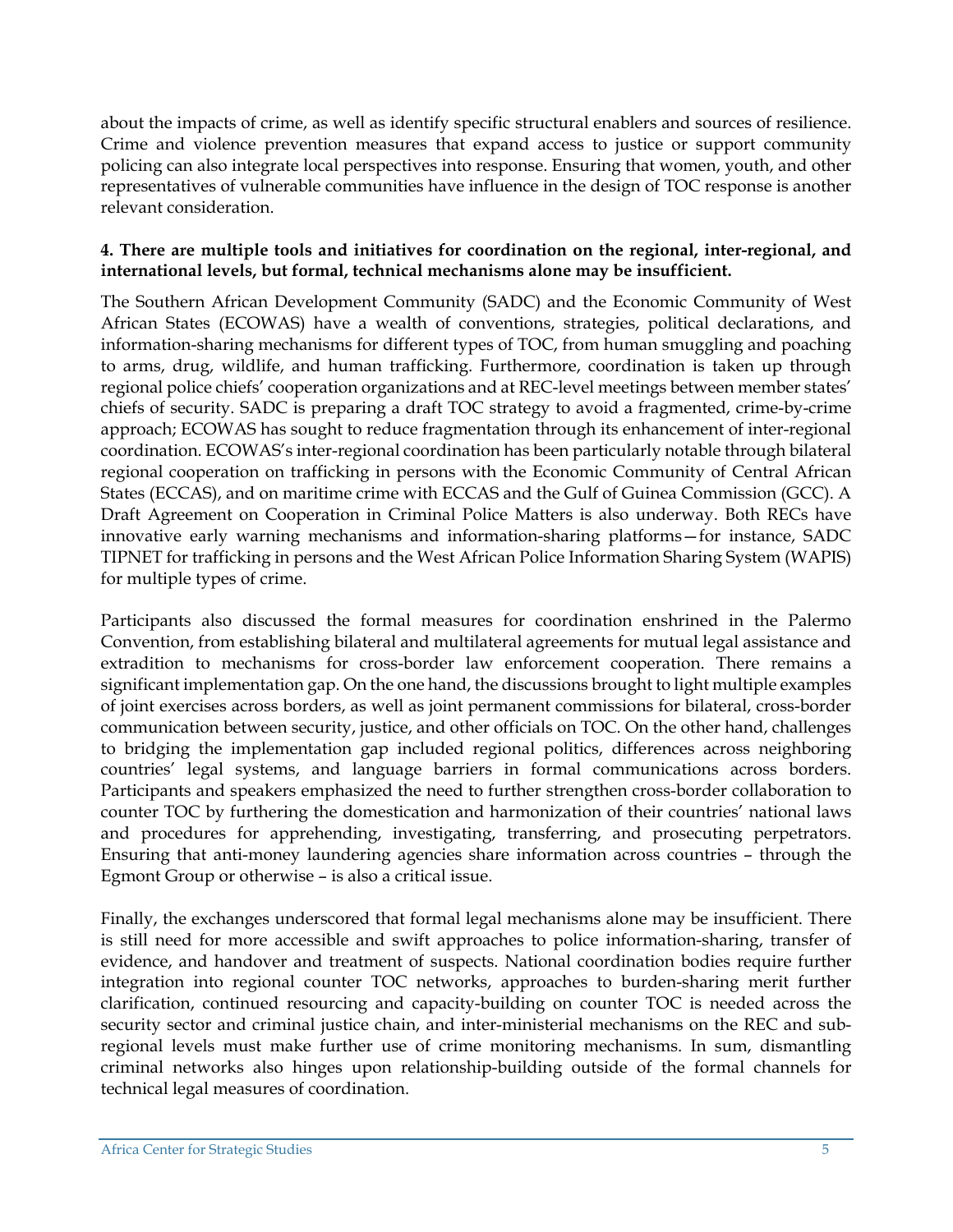about the impacts of crime, as well as identify specific structural enablers and sources of resilience. Crime and violence prevention measures that expand access to justice or support community policing can also integrate local perspectives into response. Ensuring that women, youth, and other representatives of vulnerable communities have influence in the design of TOC response is another relevant consideration.

**4. There are multiple tools and initiatives for coordination on the regional, inter-regional, and international levels, but formal, technical mechanisms alone may be insufficient.**

The Southern African Development Community (SADC) and the Economic Community of West African States (ECOWAS) have a wealth of conventions, strategies, political declarations, and information-sharing mechanisms for different types of TOC, from human smuggling and poaching to arms, drug, wildlife, and human trafficking. Furthermore, coordination is taken up through regional police chiefs' cooperation organizations and at REC-level meetings between member states' chiefs of security. SADC is preparing a draft TOC strategy to avoid a fragmented, crime-by-crime approach; ECOWAS has sought to reduce fragmentation through its enhancement of inter-regional coordination. ECOWAS's inter-regional coordination has been particularly notable through bilateral regional cooperation on trafficking in persons with the Economic Community of Central African States (ECCAS), and on maritime crime with ECCAS and the Gulf of Guinea Commission (GCC). A Draft Agreement on Cooperation in Criminal Police Matters is also underway. Both RECs have innovative early warning mechanisms and information-sharing platforms—for instance, SADC TIPNET for trafficking in persons and the West African Police Information Sharing System (WAPIS) for multiple types of crime.

Participants also discussed the formal measures for coordination enshrined in the Palermo Convention, from establishing bilateral and multilateral agreements for mutual legal assistance and extradition to mechanisms for cross-border law enforcement cooperation. There remains a significant implementation gap. On the one hand, the discussions brought to light multiple examples of joint exercises across borders, as well as joint permanent commissions for bilateral, cross-border communication between security, justice, and other officials on TOC. On the other hand, challenges to bridging the implementation gap included regional politics, differences across neighboring countries' legal systems, and language barriers in formal communications across borders. Participants and speakers emphasized the need to further strengthen cross-border collaboration to counter TOC by furthering the domestication and harmonization of their countries' national laws and procedures for apprehending, investigating, transferring, and prosecuting perpetrators. Ensuring that anti-money laundering agencies share information across countries – through the Egmont Group or otherwise – is also a critical issue.

Finally, the exchanges underscored that formal legal mechanisms alone may be insufficient. There is still need for more accessible and swift approaches to police information-sharing, transfer of evidence, and handover and treatment of suspects. National coordination bodies require further integration into regional counter TOC networks, approaches to burden-sharing merit further clarification, continued resourcing and capacity-building on counter TOC is needed across the security sector and criminal justice chain, and inter-ministerial mechanisms on the REC and sub-regional levels must make further use of crime monitoring mechanisms. In sum, dismantling criminal networks also hinges upon relationship-building outside of the formal channels for technical legal measures of coordination.